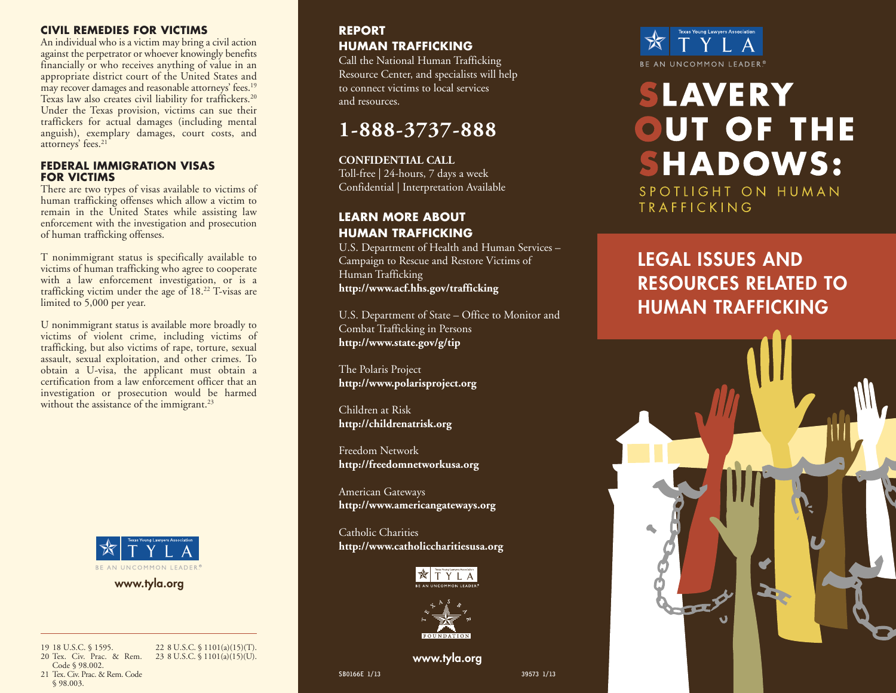## CIVIL REMEDIES FOR VICTIMS

An individual who is a victim may bring a civil action against the perpetrator or whoever knowingly benefits financially or who receives anything of value in an appropriate district court of the United States and may recover damages and reasonable attorneys' fees.[19] Texas law also creates civil liability for traffickers.[20] Under the Texas provision, victims can sue their traffickers for actual damages (including mental anguish), exemplary damages, court costs, and attorneys' fees.[21]

## FEDERAL IMMIGRATION VISAS FOR VICTIMS

There are two types of visas available to victims of human trafficking offenses which allow a victim to remain in the United States while assisting law enforcement with the investigation and prosecution of human trafficking offenses.

T nonimmigrant status is specifically available to victims of human trafficking who agree to cooperate with a law enforcement investigation, or is a trafficking victim under the age of 18.[22] T-visas are limited to 5,000 per year.

U nonimmigrant status is available more broadly to victims of violent crime, including victims of trafficking, but also victims of rape, torture, sexual assault, sexual exploitation, and other crimes. To obtain a U-visa, the applicant must obtain a certification from a law enforcement officer that an investigation or prosecution would be harmed without the assistance of the immigrant.[23]

Texas Young Lawyers Association
TYLA
BE AN UNCOMMON LEADER®

**www.tyla.org**

---

19 18 U.S.C. § 1595.
20 Tex. Civ. Prac. & Rem. Code § 98.002.
21 Tex. Civ. Prac. & Rem. Code § 98.003.
22 8 U.S.C. § 1101(a)(15)(T).
23 8 U.S.C. § 1101(a)(15)(U).

## REPORT HUMAN TRAFFICKING

Call the National Human Trafficking Resource Center, and specialists will help to connect victims to local services and resources.

# 1-888-3737-888

**CONFIDENTIAL CALL**
Toll-free | 24-hours, 7 days a week
Confidential | Interpretation Available

## LEARN MORE ABOUT HUMAN TRAFFICKING

U.S. Department of Health and Human Services – Campaign to Rescue and Restore Victims of Human Trafficking
**http://www.acf.hhs.gov/trafficking**

U.S. Department of State – Office to Monitor and Combat Trafficking in Persons
**http://www.state.gov/g/tip**

The Polaris Project
**http://www.polarisproject.org**

Children at Risk
**http://childrenatrisk.org**

Freedom Network
**http://freedomnetworkusa.org**

American Gateways
**http://www.americangateways.org**

Catholic Charities
**http://www.catholiccharitiesusa.org**

Texas Young Lawyers Association
TYLA
BE AN UNCOMMON LEADER®

TEXAS BAR FOUNDATION

**www.tyla.org**

SB0166E 1/13 39573 1/13

Texas Young Lawyers Association
TYLA
BE AN UNCOMMON LEADER®

# SLAVERY OUT OF THE SHADOWS:

SPOTLIGHT ON HUMAN TRAFFICKING

## LEGAL ISSUES AND RESOURCES RELATED TO HUMAN TRAFFICKING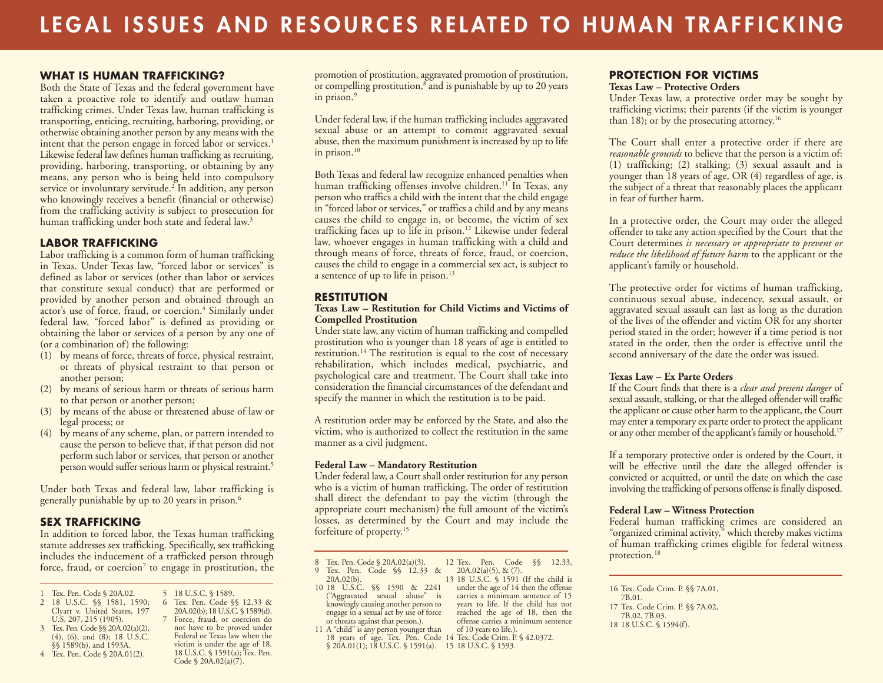# LEGAL ISSUES AND RESOURCES RELATED TO HUMAN TRAFFICKING

## WHAT IS HUMAN TRAFFICKING?

Both the State of Texas and the federal government have taken a proactive role to identify and outlaw human trafficking crimes. Under Texas law, human trafficking is transporting, enticing, recruiting, harboring, providing, or otherwise obtaining another person by any means with the intent that the person engage in forced labor or services.[1] Likewise federal law defines human trafficking as recruiting, providing, harboring, transporting, or obtaining by any means, any person who is being held into compulsory service or involuntary servitude.[2] In addition, any person who knowingly receives a benefit (financial or otherwise) from the trafficking activity is subject to prosecution for human trafficking under both state and federal law.[3]

## LABOR TRAFFICKING

Labor trafficking is a common form of human trafficking in Texas. Under Texas law, "forced labor or services" is defined as labor or services (other than labor or services that constitute sexual conduct) that are performed or provided by another person and obtained through an actor's use of force, fraud, or coercion.[4] Similarly under federal law, "forced labor" is defined as providing or obtaining the labor or services of a person by any one of (or a combination of) the following:

(1) by means of force, threats of force, physical restraint, or threats of physical restraint to that person or another person;
(2) by means of serious harm or threats of serious harm to that person or another person;
(3) by means of the abuse or threatened abuse of law or legal process; or
(4) by means of any scheme, plan, or pattern intended to cause the person to believe that, if that person did not perform such labor or services, that person or another person would suffer serious harm or physical restraint.[5]

Under both Texas and federal law, labor trafficking is generally punishable by up to 20 years in prison.[6]

## SEX TRAFFICKING

In addition to forced labor, the Texas human trafficking statute addresses sex trafficking. Specifically, sex trafficking includes the inducement of a trafficked person through force, fraud, or coercion[7] to engage in prostitution, the promotion of prostitution, aggravated promotion of prostitution, or compelling prostitution,[8] and is punishable by up to 20 years in prison.[9]

Under federal law, if the human trafficking includes aggravated sexual abuse or an attempt to commit aggravated sexual abuse, then the maximum punishment is increased by up to life in prison.[10]

Both Texas and federal law recognize enhanced penalties when human trafficking offenses involve children.[11] In Texas, any person who traffics a child with the intent that the child engage in "forced labor or services," or traffics a child and by any means causes the child to engage in, or become, the victim of sex trafficking faces up to life in prison.[12] Likewise under federal law, whoever engages in human trafficking with a child and through means of force, threats of force, fraud, or coercion, causes the child to engage in a commercial sex act, is subject to a sentence of up to life in prison.[13]

## RESTITUTION

**Texas Law – Restitution for Child Victims and Victims of Compelled Prostitution**

Under state law, any victim of human trafficking and compelled prostitution who is younger than 18 years of age is entitled to restitution.[14] The restitution is equal to the cost of necessary rehabilitation, which includes medical, psychiatric, and psychological care and treatment. The Court shall take into consideration the financial circumstances of the defendant and specify the manner in which the restitution is to be paid.

A restitution order may be enforced by the State, and also the victim, who is authorized to collect the restitution in the same manner as a civil judgment.

**Federal Law – Mandatory Restitution**

Under federal law, a Court shall order restitution for any person who is a victim of human trafficking. The order of restitution shall direct the defendant to pay the victim (through the appropriate court mechanism) the full amount of the victim's losses, as determined by the Court and may include the forfeiture of property.[15]

## PROTECTION FOR VICTIMS

**Texas Law – Protective Orders**

Under Texas law, a protective order may be sought by trafficking victims; their parents (if the victim is younger than 18); or by the prosecuting attorney.[16]

The Court shall enter a protective order if there are *reasonable grounds* to believe that the person is a victim of: (1) trafficking; (2) stalking; (3) sexual assault and is younger than 18 years of age, OR (4) regardless of age, is the subject of a threat that reasonably places the applicant in fear of further harm.

In a protective order, the Court may order the alleged offender to take any action specified by the Court that the Court determines *is necessary or appropriate to prevent or reduce the likelihood of future harm* to the applicant or the applicant's family or household.

The protective order for victims of human trafficking, continuous sexual abuse, indecency, sexual assault, or aggravated sexual assault can last as long as the duration of the lives of the offender and victim OR for any shorter period stated in the order; however if a time period is not stated in the order, then the order is effective until the second anniversary of the date the order was issued.

**Texas Law – Ex Parte Orders**

If the Court finds that there is a *clear and present danger* of sexual assault, stalking, or that the alleged offender will traffic the applicant or cause other harm to the applicant, the Court may enter a temporary ex parte order to protect the applicant or any other member of the applicant's family or household.[17]

If a temporary protective order is ordered by the Court, it will be effective until the date the alleged offender is convicted or acquitted, or until the date on which the case involving the trafficking of persons offense is finally disposed.

**Federal Law – Witness Protection**

Federal human trafficking crimes are considered an "organized criminal activity," which thereby makes victims of human trafficking crimes eligible for federal witness protection.[18]

---

1 Tex. Pen. Code § 20A.02.
2 18 U.S.C. §§ 1581, 1590; Clyatt v. United States, 197 U.S. 207, 215 (1905).
3 Tex. Pen. Code §§ 20A.02(a)(2), (4), (6), and (8); 18 U.S.C. §§ 1589(b), and 1593A.
4 Tex. Pen. Code § 20A.01(2).
5 18 U.S.C. § 1589.
6 Tex. Pen. Code §§ 12.33 & 20A.02(b); 18 U.S.C. § 1589(d).
7 Force, fraud, or coercion do not have to be proved under Federal or Texas law when the victim is under the age of 18. 18 U.S.C. § 1591(a); Tex. Pen. Code § 20A.02(a)(7).
8 Tex. Pen. Code § 20A.02(a)(3).
9 Tex. Pen. Code §§ 12.33 & 20A.02(b).
10 18 U.S.C. §§ 1590 & 2241 ("Aggravated sexual abuse" is knowingly causing another person to engage in a sexual act by use of force or threats against that person.).
11 A "child" is any person younger than 18 years of age. Tex. Pen. Code § 20A.01(1); 18 U.S.C. § 1591(a).
12 Tex. Pen. Code §§ 12.33, 20A.02(a)(5), & (7).
13 18 U.S.C. § 1591 (If the child is under the age of 14 then the offense carries a minimum sentence of 15 years to life. If the child has not reached the age of 18, then the offense carries a minimum sentence of 10 years to life.).
14 Tex. Code Crim. P. § 42.0372.
15 18 U.S.C. § 1593.
16 Tex. Code Crim. P. §§ 7A.01, 7B.01.
17 Tex. Code Crim. P. §§ 7A.02, 7B.02, 7B.03.
18 18 U.S.C. § 1594(f).